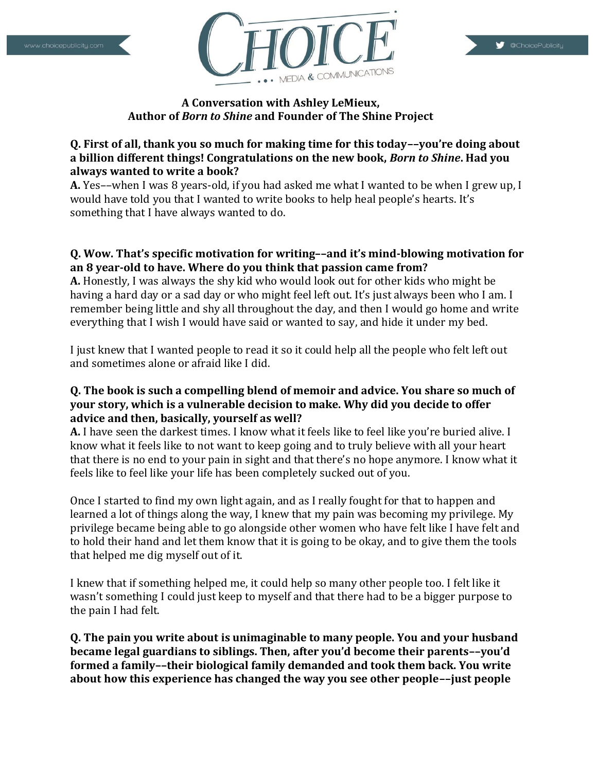## A Conversation with Ashley LeMieux, Author of *Born to Shine* and Founder of The Shine Project

**Q. First of all, thank you so much for making time for this today––you're doing about a billion different things! Congratulations on the new book, *Born to Shine*. Had you always wanted to write a book?**

**A.** Yes––when I was 8 years-old, if you had asked me what I wanted to be when I grew up, I would have told you that I wanted to write books to help heal people's hearts. It's something that I have always wanted to do.

**Q. Wow. That's specific motivation for writing––and it's mind-blowing motivation for an 8 year-old to have. Where do you think that passion came from?**

**A.** Honestly, I was always the shy kid who would look out for other kids who might be having a hard day or a sad day or who might feel left out. It's just always been who I am. I remember being little and shy all throughout the day, and then I would go home and write everything that I wish I would have said or wanted to say, and hide it under my bed.

I just knew that I wanted people to read it so it could help all the people who felt left out and sometimes alone or afraid like I did.

**Q. The book is such a compelling blend of memoir and advice. You share so much of your story, which is a vulnerable decision to make. Why did you decide to offer advice and then, basically, yourself as well?**

**A.** I have seen the darkest times. I know what it feels like to feel like you're buried alive. I know what it feels like to not want to keep going and to truly believe with all your heart that there is no end to your pain in sight and that there's no hope anymore. I know what it feels like to feel like your life has been completely sucked out of you.

Once I started to find my own light again, and as I really fought for that to happen and learned a lot of things along the way, I knew that my pain was becoming my privilege. My privilege became being able to go alongside other women who have felt like I have felt and to hold their hand and let them know that it is going to be okay, and to give them the tools that helped me dig myself out of it.

I knew that if something helped me, it could help so many other people too. I felt like it wasn't something I could just keep to myself and that there had to be a bigger purpose to the pain I had felt.

**Q. The pain you write about is unimaginable to many people. You and your husband became legal guardians to siblings. Then, after you'd become their parents––you'd formed a family––their biological family demanded and took them back. You write about how this experience has changed the way you see other people––just people**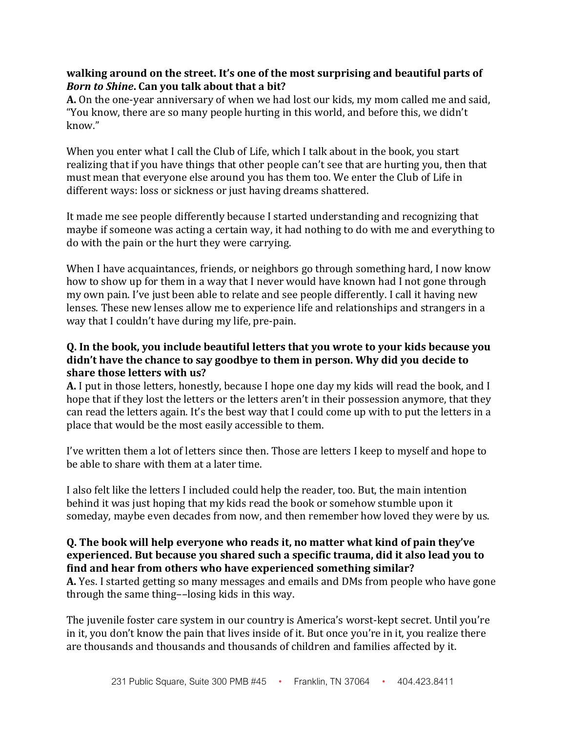**walking around on the street. It's one of the most surprising and beautiful parts of *Born to Shine*. Can you talk about that a bit?**

**A.** On the one-year anniversary of when we had lost our kids, my mom called me and said, "You know, there are so many people hurting in this world, and before this, we didn't know."

When you enter what I call the Club of Life, which I talk about in the book, you start realizing that if you have things that other people can't see that are hurting you, then that must mean that everyone else around you has them too. We enter the Club of Life in different ways: loss or sickness or just having dreams shattered.

It made me see people differently because I started understanding and recognizing that maybe if someone was acting a certain way, it had nothing to do with me and everything to do with the pain or the hurt they were carrying.

When I have acquaintances, friends, or neighbors go through something hard, I now know how to show up for them in a way that I never would have known had I not gone through my own pain. I've just been able to relate and see people differently. I call it having new lenses. These new lenses allow me to experience life and relationships and strangers in a way that I couldn't have during my life, pre-pain.

**Q. In the book, you include beautiful letters that you wrote to your kids because you didn't have the chance to say goodbye to them in person. Why did you decide to share those letters with us?**

**A.** I put in those letters, honestly, because I hope one day my kids will read the book, and I hope that if they lost the letters or the letters aren't in their possession anymore, that they can read the letters again. It's the best way that I could come up with to put the letters in a place that would be the most easily accessible to them.

I've written them a lot of letters since then. Those are letters I keep to myself and hope to be able to share with them at a later time.

I also felt like the letters I included could help the reader, too. But, the main intention behind it was just hoping that my kids read the book or somehow stumble upon it someday, maybe even decades from now, and then remember how loved they were by us.

**Q. The book will help everyone who reads it, no matter what kind of pain they've experienced. But because you shared such a specific trauma, did it also lead you to find and hear from others who have experienced something similar?**

**A.** Yes. I started getting so many messages and emails and DMs from people who have gone through the same thing––losing kids in this way.

The juvenile foster care system in our country is America's worst-kept secret. Until you're in it, you don't know the pain that lives inside of it. But once you're in it, you realize there are thousands and thousands and thousands of children and families affected by it.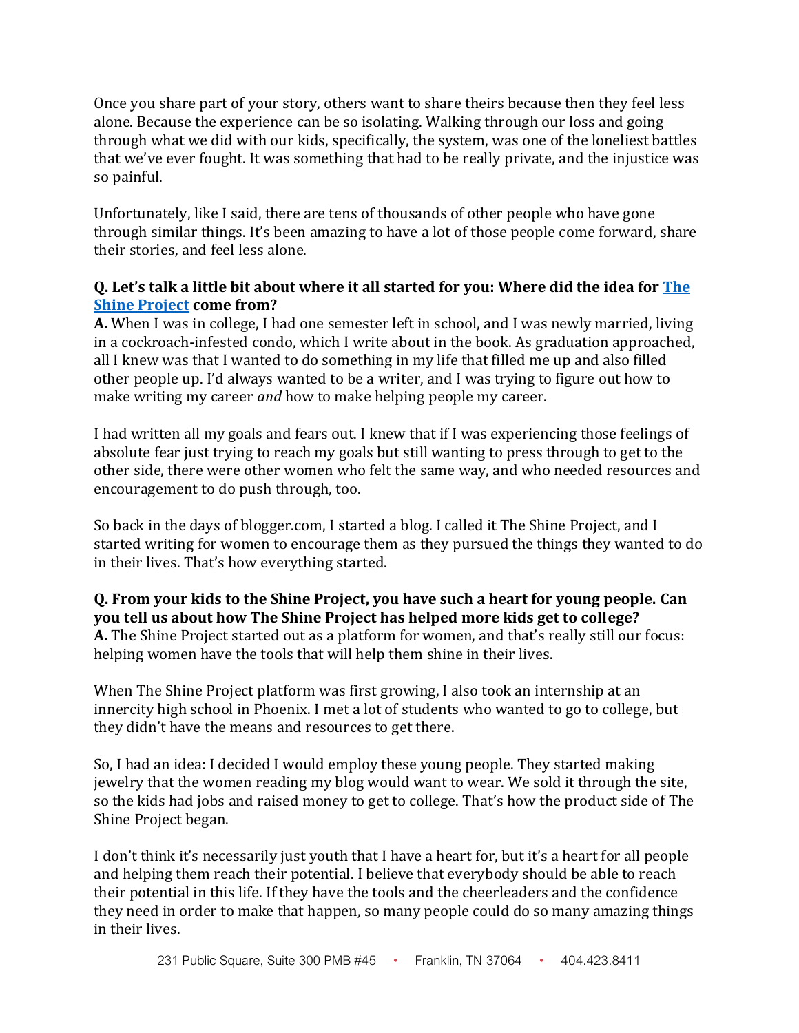Once you share part of your story, others want to share theirs because then they feel less alone. Because the experience can be so isolating. Walking through our loss and going through what we did with our kids, specifically, the system, was one of the loneliest battles that we've ever fought. It was something that had to be really private, and the injustice was so painful.

Unfortunately, like I said, there are tens of thousands of other people who have gone through similar things. It's been amazing to have a lot of those people come forward, share their stories, and feel less alone.

**Q. Let's talk a little bit about where it all started for you: Where did the idea for [The Shine Project] come from?**
**A.** When I was in college, I had one semester left in school, and I was newly married, living in a cockroach-infested condo, which I write about in the book. As graduation approached, all I knew was that I wanted to do something in my life that filled me up and also filled other people up. I'd always wanted to be a writer, and I was trying to figure out how to make writing my career *and* how to make helping people my career.

I had written all my goals and fears out. I knew that if I was experiencing those feelings of absolute fear just trying to reach my goals but still wanting to press through to get to the other side, there were other women who felt the same way, and who needed resources and encouragement to do push through, too.

So back in the days of blogger.com, I started a blog. I called it The Shine Project, and I started writing for women to encourage them as they pursued the things they wanted to do in their lives. That's how everything started.

**Q. From your kids to the Shine Project, you have such a heart for young people. Can you tell us about how The Shine Project has helped more kids get to college?**
**A.** The Shine Project started out as a platform for women, and that's really still our focus: helping women have the tools that will help them shine in their lives.

When The Shine Project platform was first growing, I also took an internship at an innercity high school in Phoenix. I met a lot of students who wanted to go to college, but they didn't have the means and resources to get there.

So, I had an idea: I decided I would employ these young people. They started making jewelry that the women reading my blog would want to wear. We sold it through the site, so the kids had jobs and raised money to get to college. That's how the product side of The Shine Project began.

I don't think it's necessarily just youth that I have a heart for, but it's a heart for all people and helping them reach their potential. I believe that everybody should be able to reach their potential in this life. If they have the tools and the cheerleaders and the confidence they need in order to make that happen, so many people could do so many amazing things in their lives.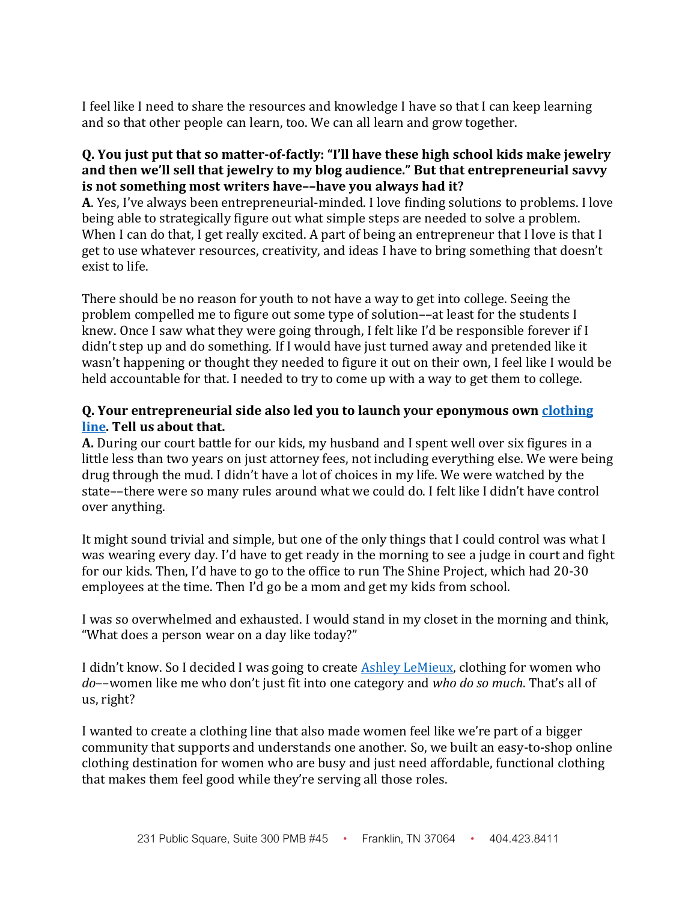I feel like I need to share the resources and knowledge I have so that I can keep learning and so that other people can learn, too. We can all learn and grow together.

**Q. You just put that so matter-of-factly: "I'll have these high school kids make jewelry and then we'll sell that jewelry to my blog audience." But that entrepreneurial savvy is not something most writers have––have you always had it?**
**A**. Yes, I've always been entrepreneurial-minded. I love finding solutions to problems. I love being able to strategically figure out what simple steps are needed to solve a problem. When I can do that, I get really excited. A part of being an entrepreneur that I love is that I get to use whatever resources, creativity, and ideas I have to bring something that doesn't exist to life.

There should be no reason for youth to not have a way to get into college. Seeing the problem compelled me to figure out some type of solution––at least for the students I knew. Once I saw what they were going through, I felt like I'd be responsible forever if I didn't step up and do something. If I would have just turned away and pretended like it wasn't happening or thought they needed to figure it out on their own, I feel like I would be held accountable for that. I needed to try to come up with a way to get them to college.

**Q. Your entrepreneurial side also led you to launch your eponymous own clothing line. Tell us about that.**
**A.** During our court battle for our kids, my husband and I spent well over six figures in a little less than two years on just attorney fees, not including everything else. We were being drug through the mud. I didn't have a lot of choices in my life. We were watched by the state––there were so many rules around what we could do. I felt like I didn't have control over anything.

It might sound trivial and simple, but one of the only things that I could control was what I was wearing every day. I'd have to get ready in the morning to see a judge in court and fight for our kids. Then, I'd have to go to the office to run The Shine Project, which had 20-30 employees at the time. Then I'd go be a mom and get my kids from school.

I was so overwhelmed and exhausted. I would stand in my closet in the morning and think, "What does a person wear on a day like today?"

I didn't know. So I decided I was going to create Ashley LeMieux, clothing for women who *do*––women like me who don't just fit into one category and *who do so much*. That's all of us, right?

I wanted to create a clothing line that also made women feel like we're part of a bigger community that supports and understands one another. So, we built an easy-to-shop online clothing destination for women who are busy and just need affordable, functional clothing that makes them feel good while they're serving all those roles.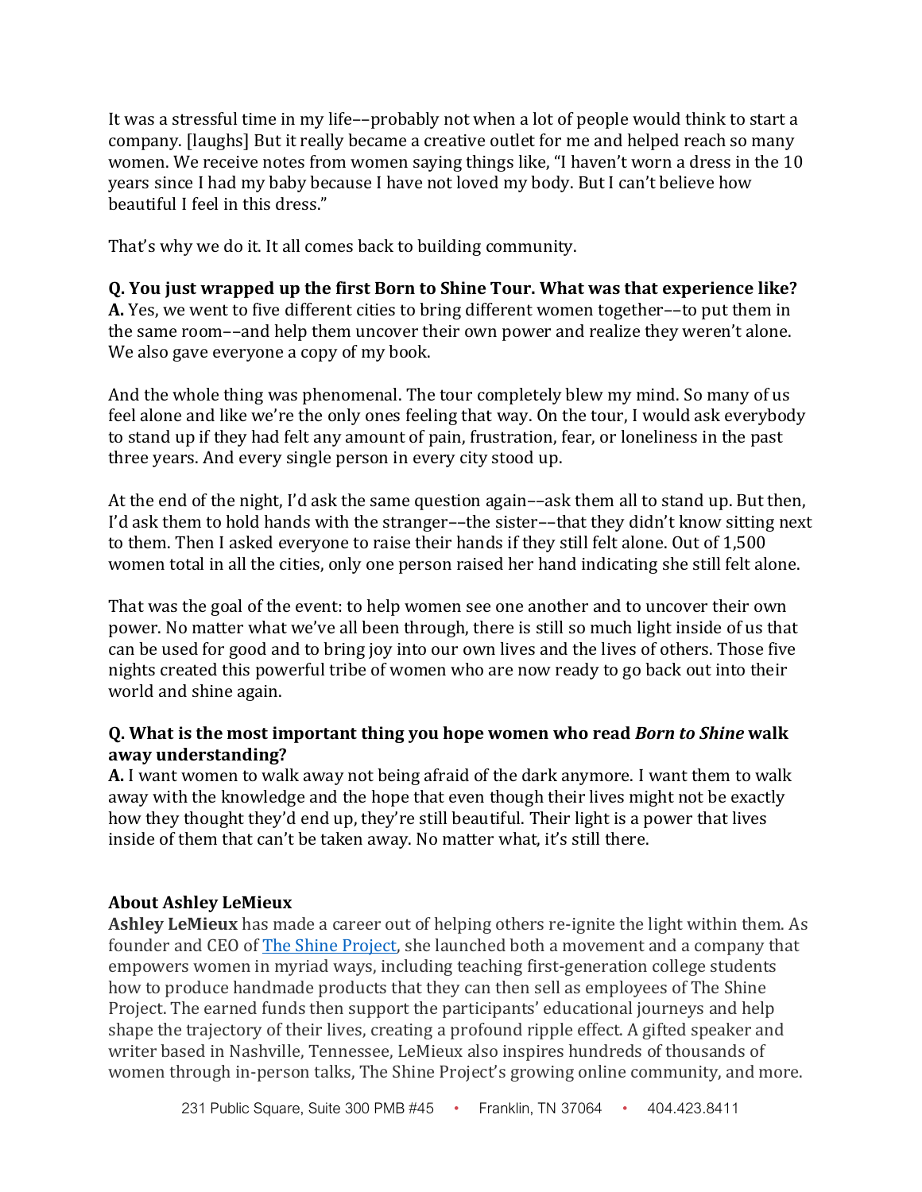It was a stressful time in my life––probably not when a lot of people would think to start a company. [laughs] But it really became a creative outlet for me and helped reach so many women. We receive notes from women saying things like, "I haven't worn a dress in the 10 years since I had my baby because I have not loved my body. But I can't believe how beautiful I feel in this dress."

That's why we do it. It all comes back to building community.

**Q. You just wrapped up the first Born to Shine Tour. What was that experience like?**
**A.** Yes, we went to five different cities to bring different women together––to put them in the same room––and help them uncover their own power and realize they weren't alone. We also gave everyone a copy of my book.

And the whole thing was phenomenal. The tour completely blew my mind. So many of us feel alone and like we're the only ones feeling that way. On the tour, I would ask everybody to stand up if they had felt any amount of pain, frustration, fear, or loneliness in the past three years. And every single person in every city stood up.

At the end of the night, I'd ask the same question again––ask them all to stand up. But then, I'd ask them to hold hands with the stranger––the sister––that they didn't know sitting next to them. Then I asked everyone to raise their hands if they still felt alone. Out of 1,500 women total in all the cities, only one person raised her hand indicating she still felt alone.

That was the goal of the event: to help women see one another and to uncover their own power. No matter what we've all been through, there is still so much light inside of us that can be used for good and to bring joy into our own lives and the lives of others. Those five nights created this powerful tribe of women who are now ready to go back out into their world and shine again.

**Q. What is the most important thing you hope women who read *Born to Shine* walk away understanding?**
**A.** I want women to walk away not being afraid of the dark anymore. I want them to walk away with the knowledge and the hope that even though their lives might not be exactly how they thought they'd end up, they're still beautiful. Their light is a power that lives inside of them that can't be taken away. No matter what, it's still there.

**About Ashley LeMieux**
**Ashley LeMieux** has made a career out of helping others re-ignite the light within them. As founder and CEO of The Shine Project, she launched both a movement and a company that empowers women in myriad ways, including teaching first-generation college students how to produce handmade products that they can then sell as employees of The Shine Project. The earned funds then support the participants' educational journeys and help shape the trajectory of their lives, creating a profound ripple effect. A gifted speaker and writer based in Nashville, Tennessee, LeMieux also inspires hundreds of thousands of women through in-person talks, The Shine Project's growing online community, and more.

231 Public Square, Suite 300 PMB #45 • Franklin, TN 37064 • 404.423.8411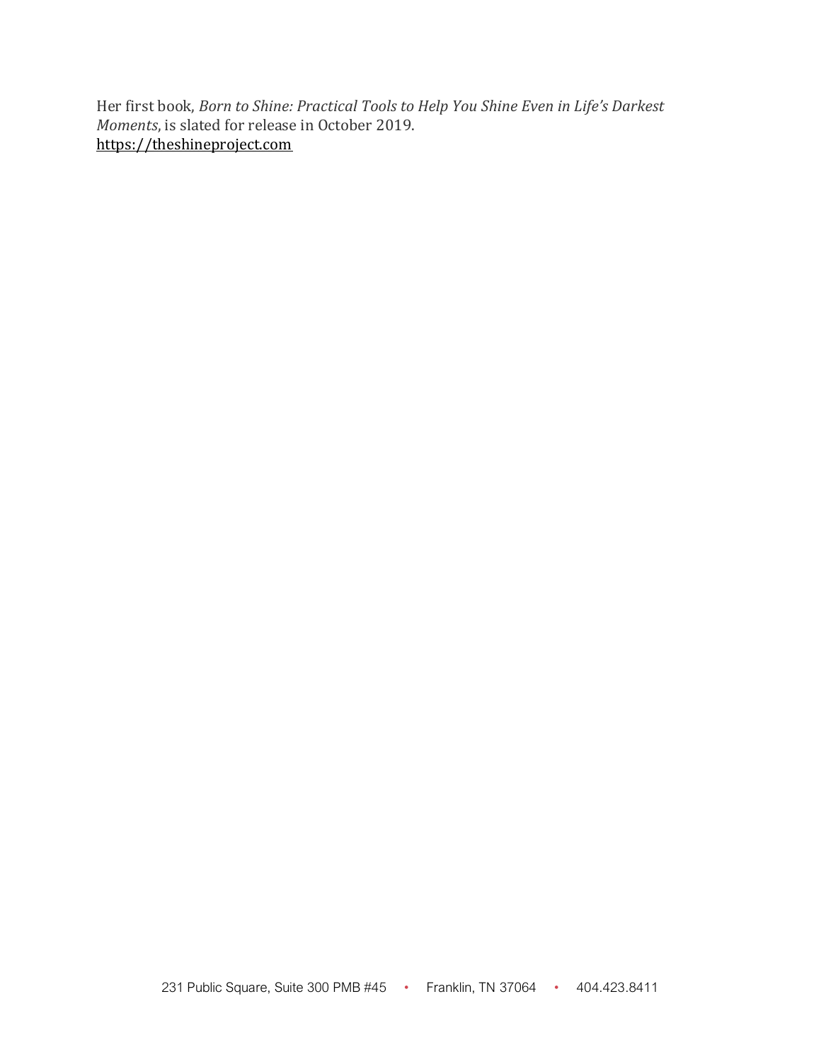Her first book, *Born to Shine: Practical Tools to Help You Shine Even in Life's Darkest Moments*, is slated for release in October 2019.
https://theshineproject.com